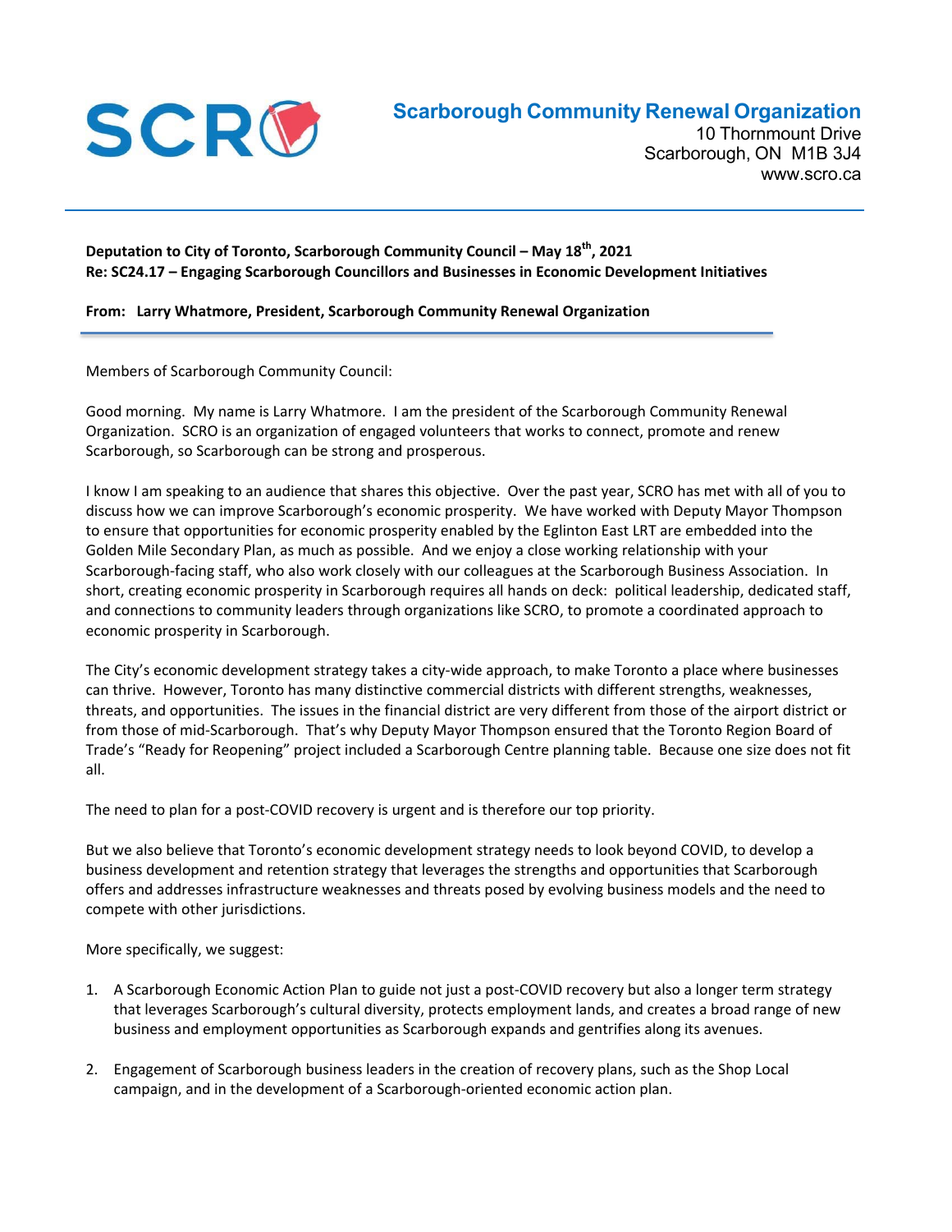# SCRO

**Scarborough Community Renewal Organization**
10 Thornmount Drive
Scarborough, ON M1B 3J4
www.scro.ca

---

**Deputation to City of Toronto, Scarborough Community Council – May 18th, 2021**
**Re: SC24.17 – Engaging Scarborough Councillors and Businesses in Economic Development Initiatives**

**From: Larry Whatmore, President, Scarborough Community Renewal Organization**

---

Members of Scarborough Community Council:

Good morning. My name is Larry Whatmore. I am the president of the Scarborough Community Renewal Organization. SCRO is an organization of engaged volunteers that works to connect, promote and renew Scarborough, so Scarborough can be strong and prosperous.

I know I am speaking to an audience that shares this objective. Over the past year, SCRO has met with all of you to discuss how we can improve Scarborough's economic prosperity. We have worked with Deputy Mayor Thompson to ensure that opportunities for economic prosperity enabled by the Eglinton East LRT are embedded into the Golden Mile Secondary Plan, as much as possible. And we enjoy a close working relationship with your Scarborough-facing staff, who also work closely with our colleagues at the Scarborough Business Association. In short, creating economic prosperity in Scarborough requires all hands on deck: political leadership, dedicated staff, and connections to community leaders through organizations like SCRO, to promote a coordinated approach to economic prosperity in Scarborough.

The City's economic development strategy takes a city-wide approach, to make Toronto a place where businesses can thrive. However, Toronto has many distinctive commercial districts with different strengths, weaknesses, threats, and opportunities. The issues in the financial district are very different from those of the airport district or from those of mid-Scarborough. That's why Deputy Mayor Thompson ensured that the Toronto Region Board of Trade's "Ready for Reopening" project included a Scarborough Centre planning table. Because one size does not fit all.

The need to plan for a post-COVID recovery is urgent and is therefore our top priority.

But we also believe that Toronto's economic development strategy needs to look beyond COVID, to develop a business development and retention strategy that leverages the strengths and opportunities that Scarborough offers and addresses infrastructure weaknesses and threats posed by evolving business models and the need to compete with other jurisdictions.

More specifically, we suggest:

1. A Scarborough Economic Action Plan to guide not just a post-COVID recovery but also a longer term strategy that leverages Scarborough's cultural diversity, protects employment lands, and creates a broad range of new business and employment opportunities as Scarborough expands and gentrifies along its avenues.

2. Engagement of Scarborough business leaders in the creation of recovery plans, such as the Shop Local campaign, and in the development of a Scarborough-oriented economic action plan.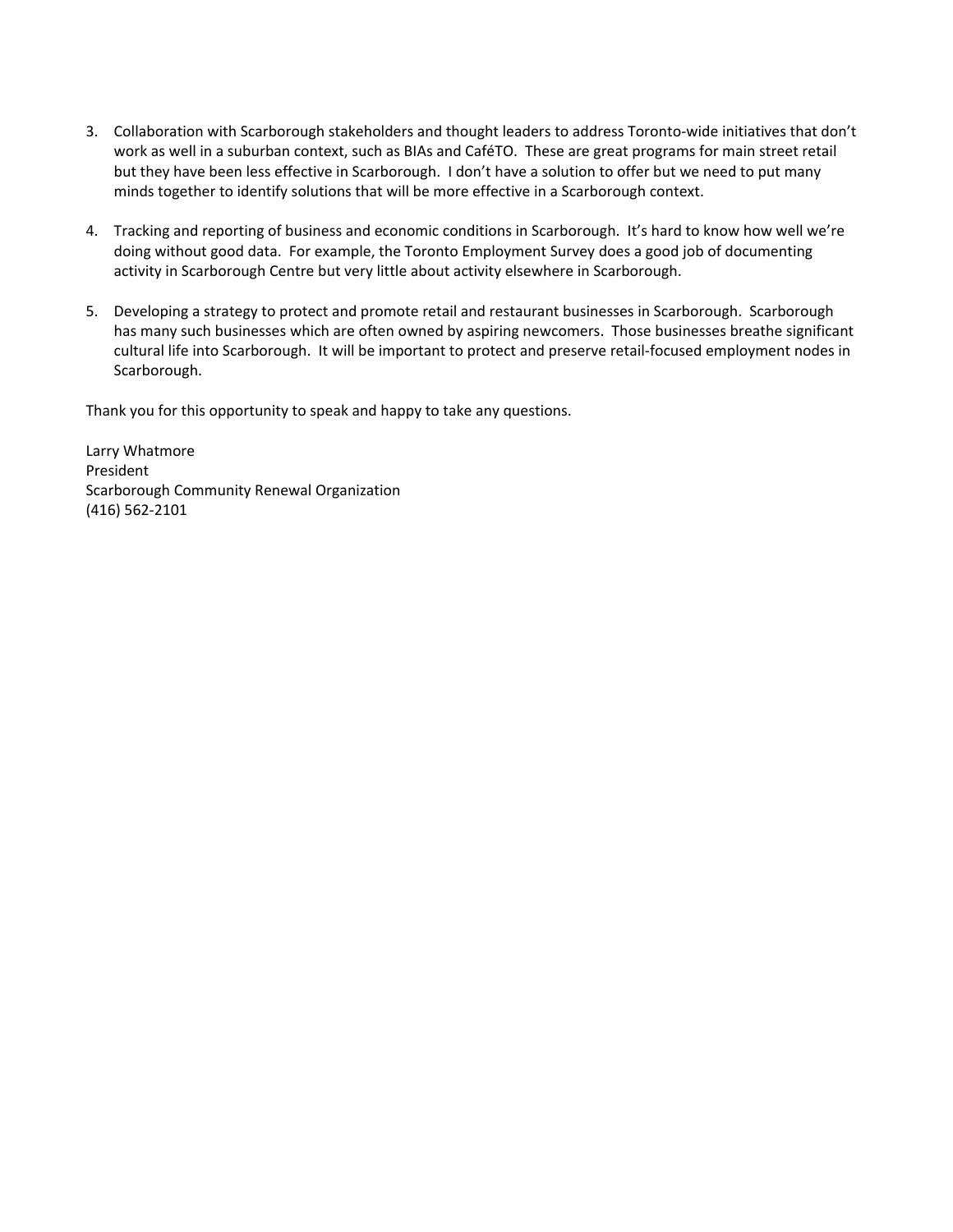3. Collaboration with Scarborough stakeholders and thought leaders to address Toronto-wide initiatives that don't work as well in a suburban context, such as BIAs and CaféTO. These are great programs for main street retail but they have been less effective in Scarborough. I don't have a solution to offer but we need to put many minds together to identify solutions that will be more effective in a Scarborough context.

4. Tracking and reporting of business and economic conditions in Scarborough. It's hard to know how well we're doing without good data. For example, the Toronto Employment Survey does a good job of documenting activity in Scarborough Centre but very little about activity elsewhere in Scarborough.

5. Developing a strategy to protect and promote retail and restaurant businesses in Scarborough. Scarborough has many such businesses which are often owned by aspiring newcomers. Those businesses breathe significant cultural life into Scarborough. It will be important to protect and preserve retail-focused employment nodes in Scarborough.

Thank you for this opportunity to speak and happy to take any questions.

Larry Whatmore
President
Scarborough Community Renewal Organization
(416) 562-2101